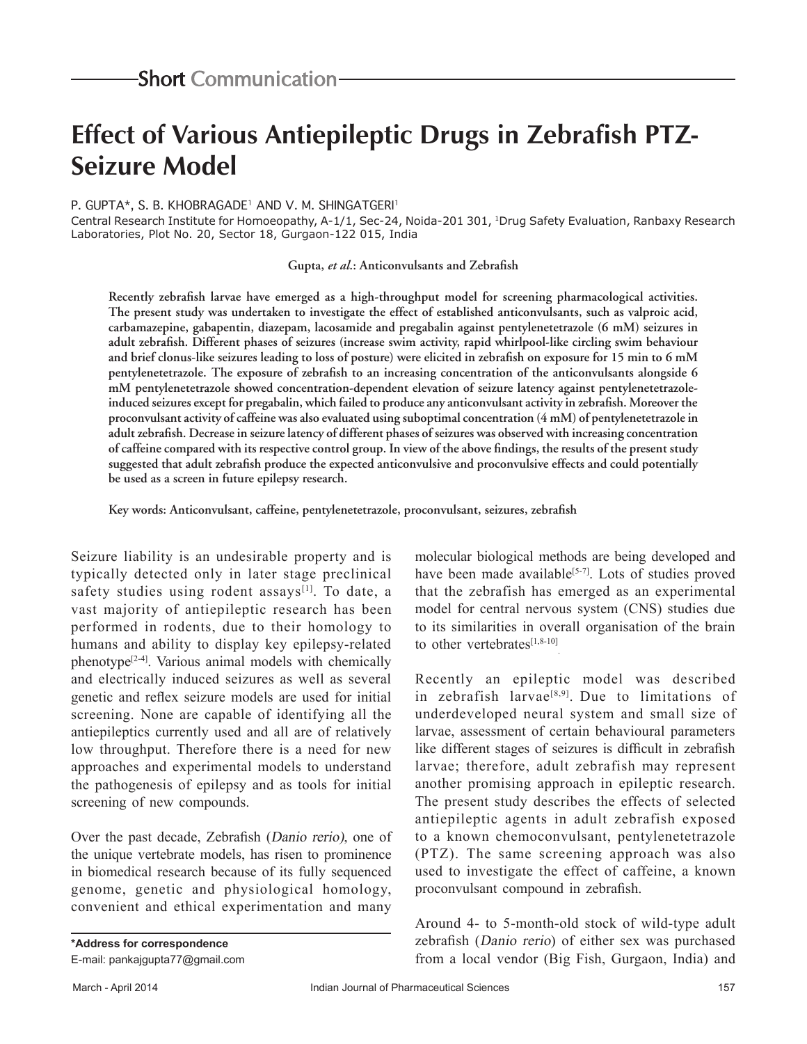Short Communication

# Effect of Various Antiepileptic Drugs in Zebrafish PTZ-Seizure Model

P. GUPTA*, S. B. KHOBRAGADE[1] AND V. M. SHINGATGERI[1]

Central Research Institute for Homoeopathy, A-1/1, Sec-24, Noida-201 301, [1]Drug Safety Evaluation, Ranbaxy Research Laboratories, Plot No. 20, Sector 18, Gurgaon-122 015, India

**Gupta, *et al.*: Anticonvulsants and Zebrafish**

**Recently zebrafish larvae have emerged as a high-throughput model for screening pharmacological activities. The present study was undertaken to investigate the effect of established anticonvulsants, such as valproic acid, carbamazepine, gabapentin, diazepam, lacosamide and pregabalin against pentylenetetrazole (6 mM) seizures in adult zebrafish. Different phases of seizures (increase swim activity, rapid whirlpool-like circling swim behaviour and brief clonus-like seizures leading to loss of posture) were elicited in zebrafish on exposure for 15 min to 6 mM pentylenetetrazole. The exposure of zebrafish to an increasing concentration of the anticonvulsants alongside 6 mM pentylenetetrazole showed concentration-dependent elevation of seizure latency against pentylenetetrazole-induced seizures except for pregabalin, which failed to produce any anticonvulsant activity in zebrafish. Moreover the proconvulsant activity of caffeine was also evaluated using suboptimal concentration (4 mM) of pentylenetetrazole in adult zebrafish. Decrease in seizure latency of different phases of seizures was observed with increasing concentration of caffeine compared with its respective control group. In view of the above findings, the results of the present study suggested that adult zebrafish produce the expected anticonvulsive and proconvulsive effects and could potentially be used as a screen in future epilepsy research.**

**Key words: Anticonvulsant, caffeine, pentylenetetrazole, proconvulsant, seizures, zebrafish**

Seizure liability is an undesirable property and is typically detected only in later stage preclinical safety studies using rodent assays[1]. To date, a vast majority of antiepileptic research has been performed in rodents, due to their homology to humans and ability to display key epilepsy-related phenotype[2-4]. Various animal models with chemically and electrically induced seizures as well as several genetic and reflex seizure models are used for initial screening. None are capable of identifying all the antiepileptics currently used and all are of relatively low throughput. Therefore there is a need for new approaches and experimental models to understand the pathogenesis of epilepsy and as tools for initial screening of new compounds.

Over the past decade, Zebrafish (*Danio rerio*), one of the unique vertebrate models, has risen to prominence in biomedical research because of its fully sequenced genome, genetic and physiological homology, convenient and ethical experimentation and many molecular biological methods are being developed and have been made available[5-7]. Lots of studies proved that the zebrafish has emerged as an experimental model for central nervous system (CNS) studies due to its similarities in overall organisation of the brain to other vertebrates[1,8-10].

Recently an epileptic model was described in zebrafish larvae[8,9]. Due to limitations of underdeveloped neural system and small size of larvae, assessment of certain behavioural parameters like different stages of seizures is difficult in zebrafish larvae; therefore, adult zebrafish may represent another promising approach in epileptic research. The present study describes the effects of selected antiepileptic agents in adult zebrafish exposed to a known chemoconvulsant, pentylenetetrazole (PTZ). The same screening approach was also used to investigate the effect of caffeine, a known proconvulsant compound in zebrafish.

Around 4- to 5-month-old stock of wild-type adult zebrafish (*Danio rerio*) of either sex was purchased from a local vendor (Big Fish, Gurgaon, India) and

**\*Address for correspondence**
E-mail: pankajgupta77@gmail.com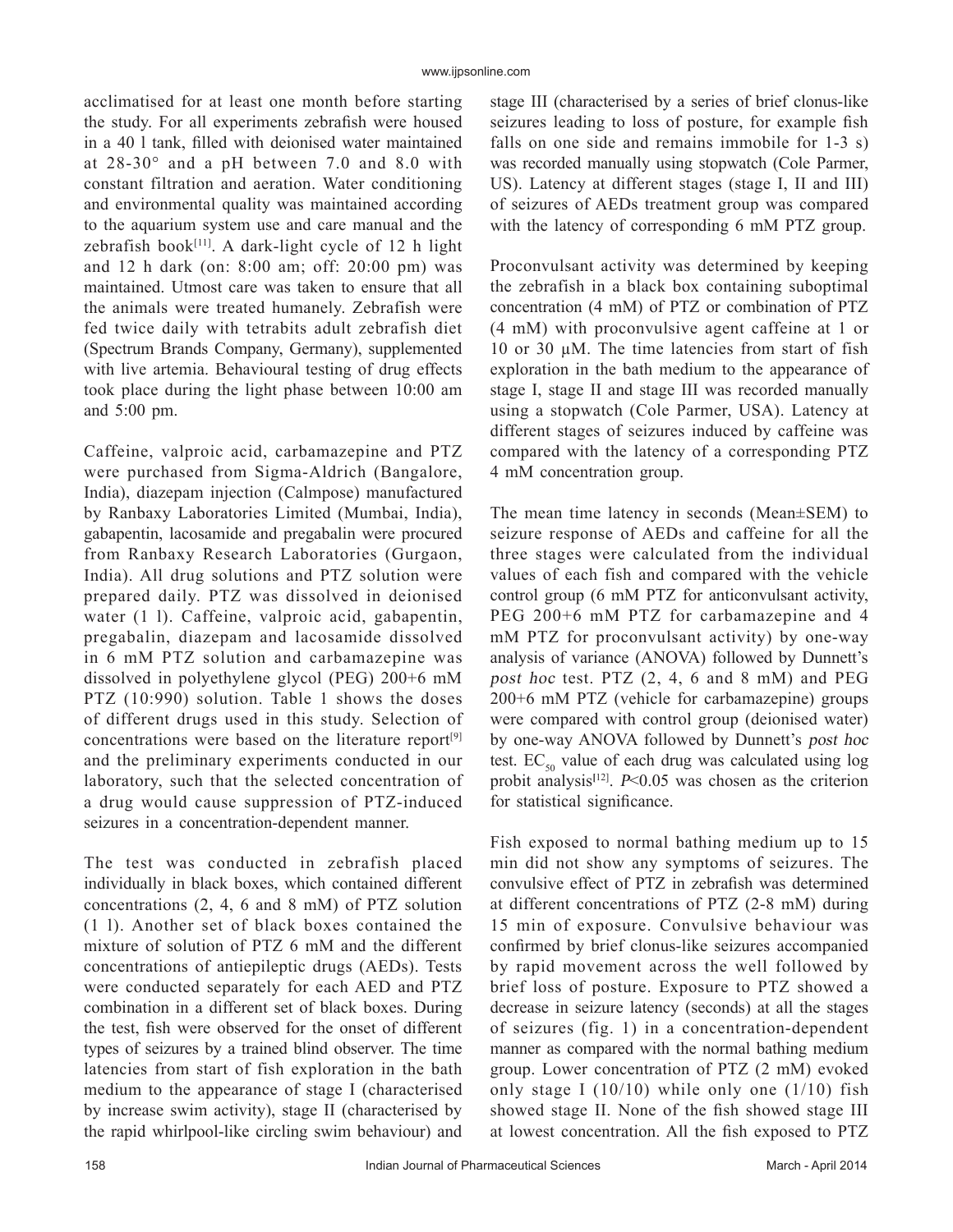acclimatised for at least one month before starting the study. For all experiments zebrafish were housed in a 40 l tank, filled with deionised water maintained at 28-30° and a pH between 7.0 and 8.0 with constant filtration and aeration. Water conditioning and environmental quality was maintained according to the aquarium system use and care manual and the zebrafish book[11]. A dark-light cycle of 12 h light and 12 h dark (on: 8:00 am; off: 20:00 pm) was maintained. Utmost care was taken to ensure that all the animals were treated humanely. Zebrafish were fed twice daily with tetrabits adult zebrafish diet (Spectrum Brands Company, Germany), supplemented with live artemia. Behavioural testing of drug effects took place during the light phase between 10:00 am and 5:00 pm.

Caffeine, valproic acid, carbamazepine and PTZ were purchased from Sigma-Aldrich (Bangalore, India), diazepam injection (Calmpose) manufactured by Ranbaxy Laboratories Limited (Mumbai, India), gabapentin, lacosamide and pregabalin were procured from Ranbaxy Research Laboratories (Gurgaon, India). All drug solutions and PTZ solution were prepared daily. PTZ was dissolved in deionised water (1 l). Caffeine, valproic acid, gabapentin, pregabalin, diazepam and lacosamide dissolved in 6 mM PTZ solution and carbamazepine was dissolved in polyethylene glycol (PEG) 200+6 mM PTZ (10:990) solution. Table 1 shows the doses of different drugs used in this study. Selection of concentrations were based on the literature report[9] and the preliminary experiments conducted in our laboratory, such that the selected concentration of a drug would cause suppression of PTZ-induced seizures in a concentration-dependent manner.

The test was conducted in zebrafish placed individually in black boxes, which contained different concentrations (2, 4, 6 and 8 mM) of PTZ solution (1 l). Another set of black boxes contained the mixture of solution of PTZ 6 mM and the different concentrations of antiepileptic drugs (AEDs). Tests were conducted separately for each AED and PTZ combination in a different set of black boxes. During the test, fish were observed for the onset of different types of seizures by a trained blind observer. The time latencies from start of fish exploration in the bath medium to the appearance of stage I (characterised by increase swim activity), stage II (characterised by the rapid whirlpool-like circling swim behaviour) and stage III (characterised by a series of brief clonus-like seizures leading to loss of posture, for example fish falls on one side and remains immobile for 1-3 s) was recorded manually using stopwatch (Cole Parmer, US). Latency at different stages (stage I, II and III) of seizures of AEDs treatment group was compared with the latency of corresponding 6 mM PTZ group.

Proconvulsant activity was determined by keeping the zebrafish in a black box containing suboptimal concentration (4 mM) of PTZ or combination of PTZ (4 mM) with proconvulsive agent caffeine at 1 or 10 or 30 μM. The time latencies from start of fish exploration in the bath medium to the appearance of stage I, stage II and stage III was recorded manually using a stopwatch (Cole Parmer, USA). Latency at different stages of seizures induced by caffeine was compared with the latency of a corresponding PTZ 4 mM concentration group.

The mean time latency in seconds (Mean±SEM) to seizure response of AEDs and caffeine for all the three stages were calculated from the individual values of each fish and compared with the vehicle control group (6 mM PTZ for anticonvulsant activity, PEG 200+6 mM PTZ for carbamazepine and 4 mM PTZ for proconvulsant activity) by one-way analysis of variance (ANOVA) followed by Dunnett's *post hoc* test. PTZ (2, 4, 6 and 8 mM) and PEG 200+6 mM PTZ (vehicle for carbamazepine) groups were compared with control group (deionised water) by one-way ANOVA followed by Dunnett's *post hoc* test. $EC_{50}$ value of each drug was calculated using log probit analysis[12]. $P<0.05$ was chosen as the criterion for statistical significance.

Fish exposed to normal bathing medium up to 15 min did not show any symptoms of seizures. The convulsive effect of PTZ in zebrafish was determined at different concentrations of PTZ (2-8 mM) during 15 min of exposure. Convulsive behaviour was confirmed by brief clonus-like seizures accompanied by rapid movement across the well followed by brief loss of posture. Exposure to PTZ showed a decrease in seizure latency (seconds) at all the stages of seizures (fig. 1) in a concentration-dependent manner as compared with the normal bathing medium group. Lower concentration of PTZ (2 mM) evoked only stage I (10/10) while only one (1/10) fish showed stage II. None of the fish showed stage III at lowest concentration. All the fish exposed to PTZ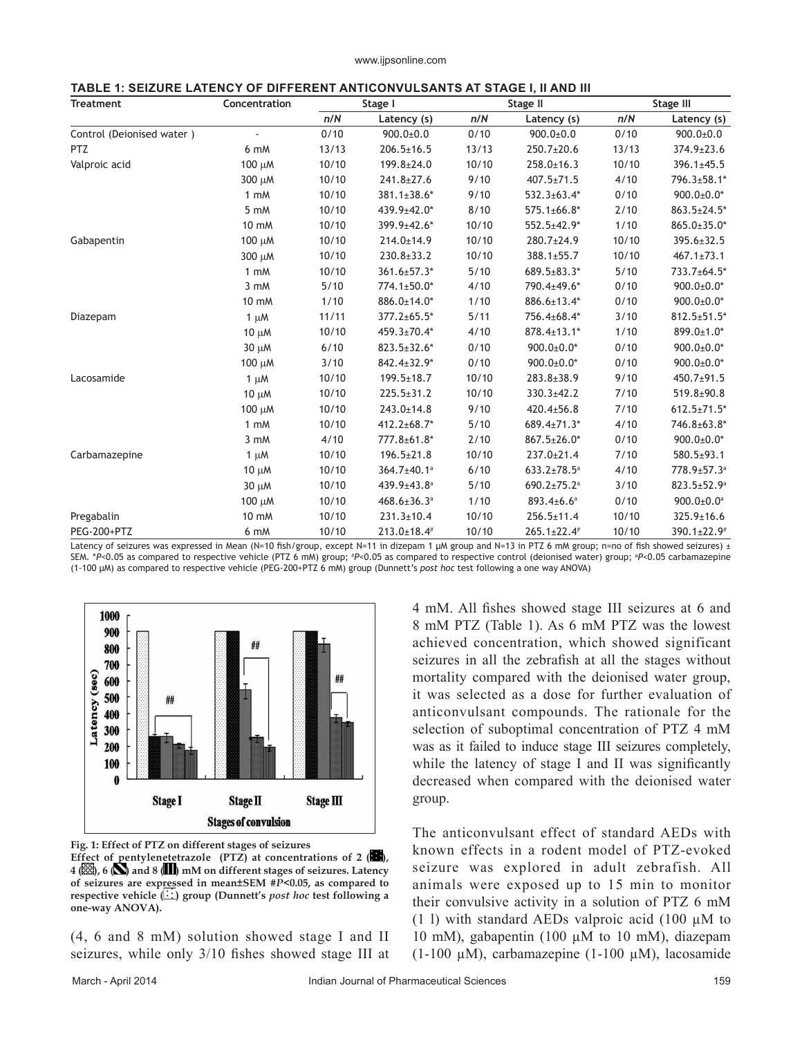**TABLE 1: SEIZURE LATENCY OF DIFFERENT ANTICONVULSANTS AT STAGE I, II AND III**

| Treatment | Concentration | Stage I | | Stage II | | Stage III | |
|---|---|---|---|---|---|---|---|
| | | *n/N* | Latency (s) | *n/N* | Latency (s) | *n/N* | Latency (s) |
| Control (Deionised water ) | - | 0/10 | 900.0±0.0 | 0/10 | 900.0±0.0 | 0/10 | 900.0±0.0 |
| PTZ | 6 mM | 13/13 | 206.5±16.5 | 13/13 | 250.7±20.6 | 13/13 | 374.9±23.6 |
| Valproic acid | 100 μM | 10/10 | 199.8±24.0 | 10/10 | 258.0±16.3 | 10/10 | 396.1±45.5 |
| | 300 μM | 10/10 | 241.8±27.6 | 9/10 | 407.5±71.5 | 4/10 | 796.3±58.1* |
| | 1 mM | 10/10 | 381.1±38.6* | 9/10 | 532.3±63.4* | 0/10 | 900.0±0.0* |
| | 5 mM | 10/10 | 439.9±42.0* | 8/10 | 575.1±66.8* | 2/10 | 863.5±24.5* |
| | 10 mM | 10/10 | 399.9±42.6* | 10/10 | 552.5±42.9* | 1/10 | 865.0±35.0* |
| Gabapentin | 100 μM | 10/10 | 214.0±14.9 | 10/10 | 280.7±24.9 | 10/10 | 395.6±32.5 |
| | 300 μM | 10/10 | 230.8±33.2 | 10/10 | 388.1±55.7 | 10/10 | 467.1±73.1 |
| | 1 mM | 10/10 | 361.6±57.3* | 5/10 | 689.5±83.3* | 5/10 | 733.7±64.5* |
| | 3 mM | 5/10 | 774.1±50.0* | 4/10 | 790.4±49.6* | 0/10 | 900.0±0.0* |
| | 10 mM | 1/10 | 886.0±14.0* | 1/10 | 886.6±13.4* | 0/10 | 900.0±0.0* |
| Diazepam | 1 μM | 11/11 | 377.2±65.5* | 5/11 | 756.4±68.4* | 3/10 | 812.5±51.5* |
| | 10 μM | 10/10 | 459.3±70.4* | 4/10 | 878.4±13.1* | 1/10 | 899.0±1.0* |
| | 30 μM | 6/10 | 823.5±32.6* | 0/10 | 900.0±0.0* | 0/10 | 900.0±0.0* |
| | 100 μM | 3/10 | 842.4±32.9* | 0/10 | 900.0±0.0* | 0/10 | 900.0±0.0* |
| Lacosamide | 1 μM | 10/10 | 199.5±18.7 | 10/10 | 283.8±38.9 | 9/10 | 450.7±91.5 |
| | 10 μM | 10/10 | 225.5±31.2 | 10/10 | 330.3±42.2 | 7/10 | 519.8±90.8 |
| | 100 μM | 10/10 | 243.0±14.8 | 9/10 | 420.4±56.8 | 7/10 | 612.5±71.5* |
| | 1 mM | 10/10 | 412.2±68.7* | 5/10 | 689.4±71.3* | 4/10 | 746.8±63.8* |
| | 3 mM | 4/10 | 777.8±61.8* | 2/10 | 867.5±26.0* | 0/10 | 900.0±0.0* |
| Carbamazepine | 1 μM | 10/10 | 196.5±21.8 | 10/10 | 237.0±21.4 | 7/10 | 580.5±93.1 |
| | 10 μM | 10/10 | 364.7±40.1[a] | 6/10 | 633.2±78.5[a] | 4/10 | 778.9±57.3[a] |
| | 30 μM | 10/10 | 439.9±43.8[a] | 5/10 | 690.2±75.2[a] | 3/10 | 823.5±52.9[a] |
| | 100 μM | 10/10 | 468.6±36.3[a] | 1/10 | 893.4±6.6[a] | 0/10 | 900.0±0.0[a] |
| Pregabalin | 10 mM | 10/10 | 231.3±10.4 | 10/10 | 256.5±11.4 | 10/10 | 325.9±16.6 |
| PEG-200+PTZ | 6 mM | 10/10 | 213.0±18.4# | 10/10 | 265.1±22.4# | 10/10 | 390.1±22.9# |

Latency of seizures was expressed in Mean (N=10 fish/group, except N=11 in dizepam 1 μM group and N=13 in PTZ 6 mM group; n=no of fish showed seizures) ± SEM. *$P<0.05$ as compared to respective vehicle (PTZ 6 mM) group; #$P<0.05$ as compared to respective control (deionised water) group; [a]$P<0.05$ carbamazepine (1-100 μM) as compared to respective vehicle (PEG-200+PTZ 6 mM) group (Dunnett's *post hoc* test following a one way ANOVA)

**Fig. 1: Effect of PTZ on different stages of seizures**
**Effect of pentylenetetrazole (PTZ) at concentrations of 2, 4, 6 and 8 mM on different stages of seizures. Latency of seizures are expressed in mean±SEM #*P*<0.05, as compared to respective vehicle group (Dunnett's *post hoc* test following a one-way ANOVA).**

(4, 6 and 8 mM) solution showed stage I and II seizures, while only 3/10 fishes showed stage III at 4 mM. All fishes showed stage III seizures at 6 and 8 mM PTZ (Table 1). As 6 mM PTZ was the lowest achieved concentration, which showed significant seizures in all the zebrafish at all the stages without mortality compared with the deionised water group, it was selected as a dose for further evaluation of anticonvulsant compounds. The rationale for the selection of suboptimal concentration of PTZ 4 mM was as it failed to induce stage III seizures completely, while the latency of stage I and II was significantly decreased when compared with the deionised water group.

The anticonvulsant effect of standard AEDs with known effects in a rodent model of PTZ-evoked seizure was explored in adult zebrafish. All animals were exposed up to 15 min to monitor their convulsive activity in a solution of PTZ 6 mM (1 l) with standard AEDs valproic acid (100 μM to 10 mM), gabapentin (100 μM to 10 mM), diazepam (1-100 μM), carbamazepine (1-100 μM), lacosamide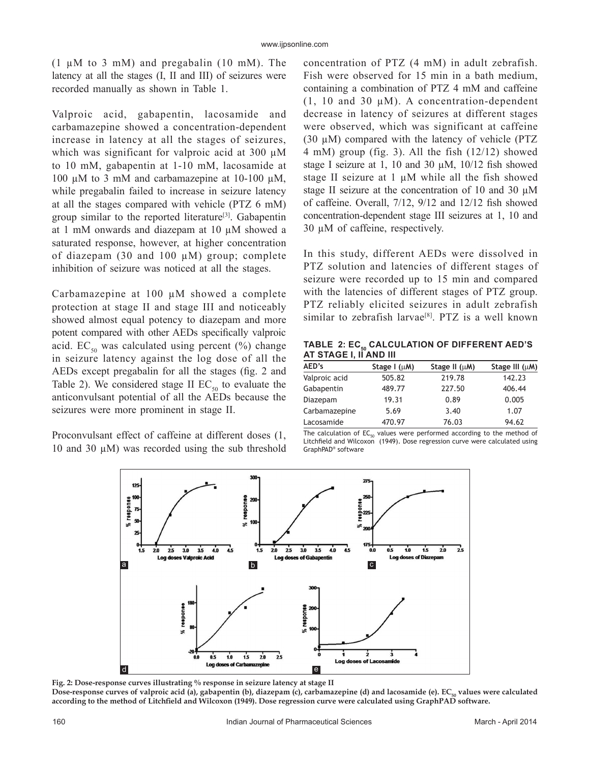(1 µM to 3 mM) and pregabalin (10 mM). The latency at all the stages (I, II and III) of seizures were recorded manually as shown in Table 1.

Valproic acid, gabapentin, lacosamide and carbamazepine showed a concentration-dependent increase in latency at all the stages of seizures, which was significant for valproic acid at 300 µM to 10 mM, gabapentin at 1-10 mM, lacosamide at 100 µM to 3 mM and carbamazepine at 10-100 µM, while pregabalin failed to increase in seizure latency at all the stages compared with vehicle (PTZ 6 mM) group similar to the reported literature[3]. Gabapentin at 1 mM onwards and diazepam at 10 µM showed a saturated response, however, at higher concentration of diazepam (30 and 100 µM) group; complete inhibition of seizure was noticed at all the stages.

Carbamazepine at 100 µM showed a complete protection at stage II and stage III and noticeably showed almost equal potency to diazepam and more potent compared with other AEDs specifically valproic acid. $EC_{50}$ was calculated using percent (%) change in seizure latency against the log dose of all the AEDs except pregabalin for all the stages (fig. 2 and Table 2). We considered stage II $EC_{50}$ to evaluate the anticonvulsant potential of all the AEDs because the seizures were more prominent in stage II.

Proconvulsant effect of caffeine at different doses (1, 10 and 30 µM) was recorded using the sub threshold concentration of PTZ (4 mM) in adult zebrafish. Fish were observed for 15 min in a bath medium, containing a combination of PTZ 4 mM and caffeine (1, 10 and 30 µM). A concentration-dependent decrease in latency of seizures at different stages were observed, which was significant at caffeine (30 µM) compared with the latency of vehicle (PTZ 4 mM) group (fig. 3). All the fish (12/12) showed stage I seizure at 1, 10 and 30 µM, 10/12 fish showed stage II seizure at 1 µM while all the fish showed stage II seizure at the concentration of 10 and 30 µM of caffeine. Overall, 7/12, 9/12 and 12/12 fish showed concentration-dependent stage III seizures at 1, 10 and 30 µM of caffeine, respectively.

In this study, different AEDs were dissolved in PTZ solution and latencies of different stages of seizure were recorded up to 15 min and compared with the latencies of different stages of PTZ group. PTZ reliably elicited seizures in adult zebrafish similar to zebrafish larvae[8]. PTZ is a well known

**TABLE 2: $EC_{50}$ CALCULATION OF DIFFERENT AED'S AT STAGE I, II AND III**

| AED's | Stage I (µM) | Stage II (µM) | Stage III (µM) |
|---|---|---|---|
| Valproic acid | 505.82 | 219.78 | 142.23 |
| Gabapentin | 489.77 | 227.50 | 406.44 |
| Diazepam | 19.31 | 0.89 | 0.005 |
| Carbamazepine | 5.69 | 3.40 | 1.07 |
| Lacosamide | 470.97 | 76.03 | 94.62 |

The calculation of $EC_{50}$ values were performed according to the method of Litchfield and Wilcoxon (1949). Dose regression curve were calculated using GraphPAD® software

**Fig. 2: Dose-response curves illustrating % response in seizure latency at stage II**
**Dose-response curves of valproic acid (a), gabapentin (b), diazepam (c), carbamazepine (d) and lacosamide (e). $EC_{50}$ values were calculated according to the method of Litchfield and Wilcoxon (1949). Dose regression curve were calculated using GraphPAD software.**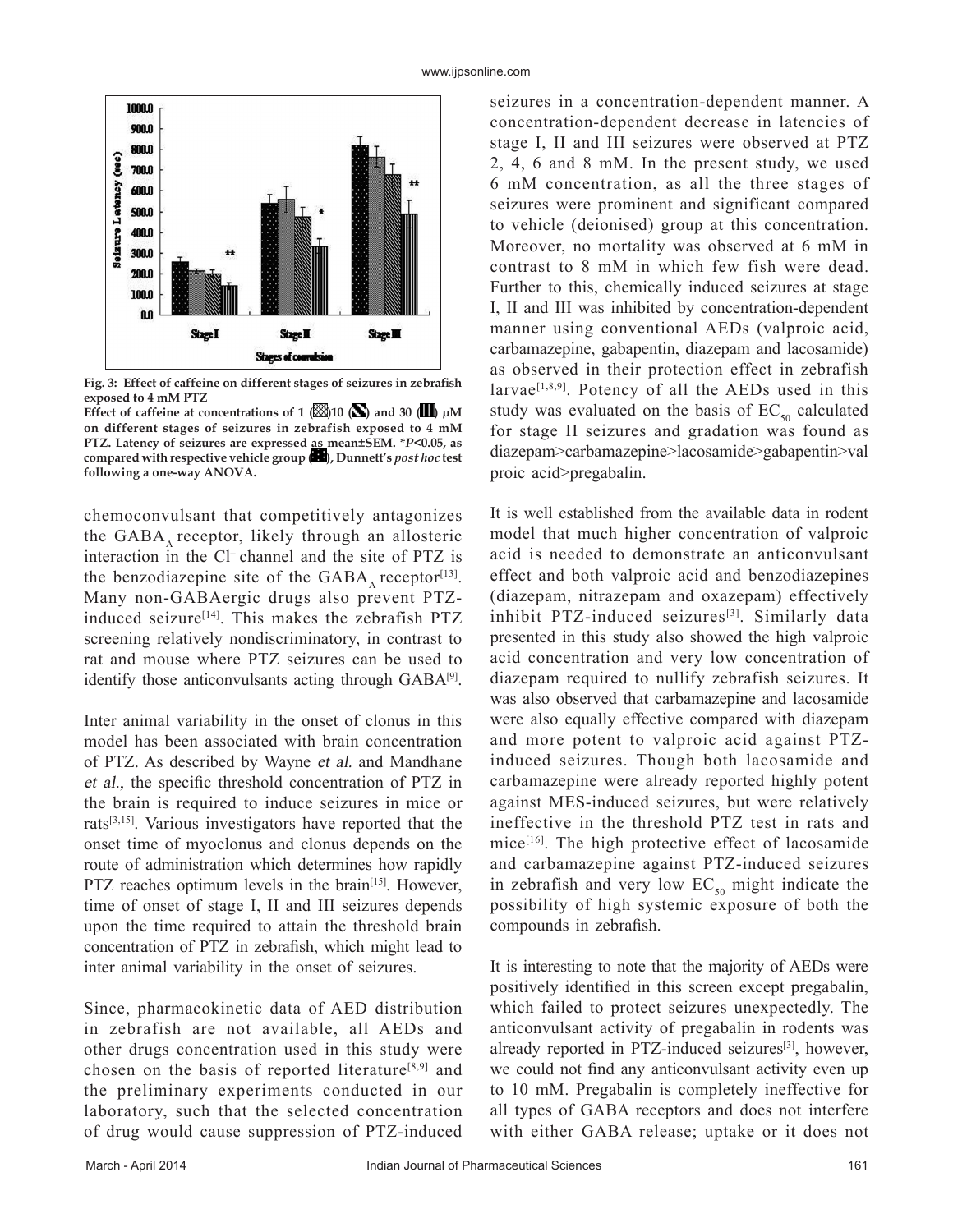Fig. 3: Effect of caffeine on different stages of seizures in zebrafish exposed to 4 mM PTZ

Effect of caffeine at concentrations of 1 (▩)10 (▧) and 30 (▥) μM on different stages of seizures in zebrafish exposed to 4 mM PTZ. Latency of seizures are expressed as mean±SEM. *$P<0.05$, as compared with respective vehicle group (▪), Dunnett's *post hoc* test following a one-way ANOVA.

chemoconvulsant that competitively antagonizes the $GABA_A$ receptor, likely through an allosteric interaction in the $Cl^-$ channel and the site of PTZ is the benzodiazepine site of the $GABA_A$ receptor[13]. Many non-GABAergic drugs also prevent PTZ-induced seizure[14]. This makes the zebrafish PTZ screening relatively nondiscriminatory, in contrast to rat and mouse where PTZ seizures can be used to identify those anticonvulsants acting through GABA[9].

Inter animal variability in the onset of clonus in this model has been associated with brain concentration of PTZ. As described by Wayne *et al.* and Mandhane *et al.*, the specific threshold concentration of PTZ in the brain is required to induce seizures in mice or rats[3,15]. Various investigators have reported that the onset time of myoclonus and clonus depends on the route of administration which determines how rapidly PTZ reaches optimum levels in the brain[15]. However, time of onset of stage I, II and III seizures depends upon the time required to attain the threshold brain concentration of PTZ in zebrafish, which might lead to inter animal variability in the onset of seizures.

Since, pharmacokinetic data of AED distribution in zebrafish are not available, all AEDs and other drugs concentration used in this study were chosen on the basis of reported literature[8,9] and the preliminary experiments conducted in our laboratory, such that the selected concentration of drug would cause suppression of PTZ-induced seizures in a concentration-dependent manner. A concentration-dependent decrease in latencies of stage I, II and III seizures were observed at PTZ 2, 4, 6 and 8 mM. In the present study, we used 6 mM concentration, as all the three stages of seizures were prominent and significant compared to vehicle (deionised) group at this concentration. Moreover, no mortality was observed at 6 mM in contrast to 8 mM in which few fish were dead. Further to this, chemically induced seizures at stage I, II and III was inhibited by concentration-dependent manner using conventional AEDs (valproic acid, carbamazepine, gabapentin, diazepam and lacosamide) as observed in their protection effect in zebrafish larvae[1,8,9]. Potency of all the AEDs used in this study was evaluated on the basis of $EC_{50}$ calculated for stage II seizures and gradation was found as diazepam>carbamazepine>lacosamide>gabapentin>valproic acid>pregabalin.

It is well established from the available data in rodent model that much higher concentration of valproic acid is needed to demonstrate an anticonvulsant effect and both valproic acid and benzodiazepines (diazepam, nitrazepam and oxazepam) effectively inhibit PTZ-induced seizures[3]. Similarly data presented in this study also showed the high valproic acid concentration and very low concentration of diazepam required to nullify zebrafish seizures. It was also observed that carbamazepine and lacosamide were also equally effective compared with diazepam and more potent to valproic acid against PTZ-induced seizures. Though both lacosamide and carbamazepine were already reported highly potent against MES-induced seizures, but were relatively ineffective in the threshold PTZ test in rats and mice[16]. The high protective effect of lacosamide and carbamazepine against PTZ-induced seizures in zebrafish and very low $EC_{50}$ might indicate the possibility of high systemic exposure of both the compounds in zebrafish.

It is interesting to note that the majority of AEDs were positively identified in this screen except pregabalin, which failed to protect seizures unexpectedly. The anticonvulsant activity of pregabalin in rodents was already reported in PTZ-induced seizures[3], however, we could not find any anticonvulsant activity even up to 10 mM. Pregabalin is completely ineffective for all types of GABA receptors and does not interfere with either GABA release; uptake or it does not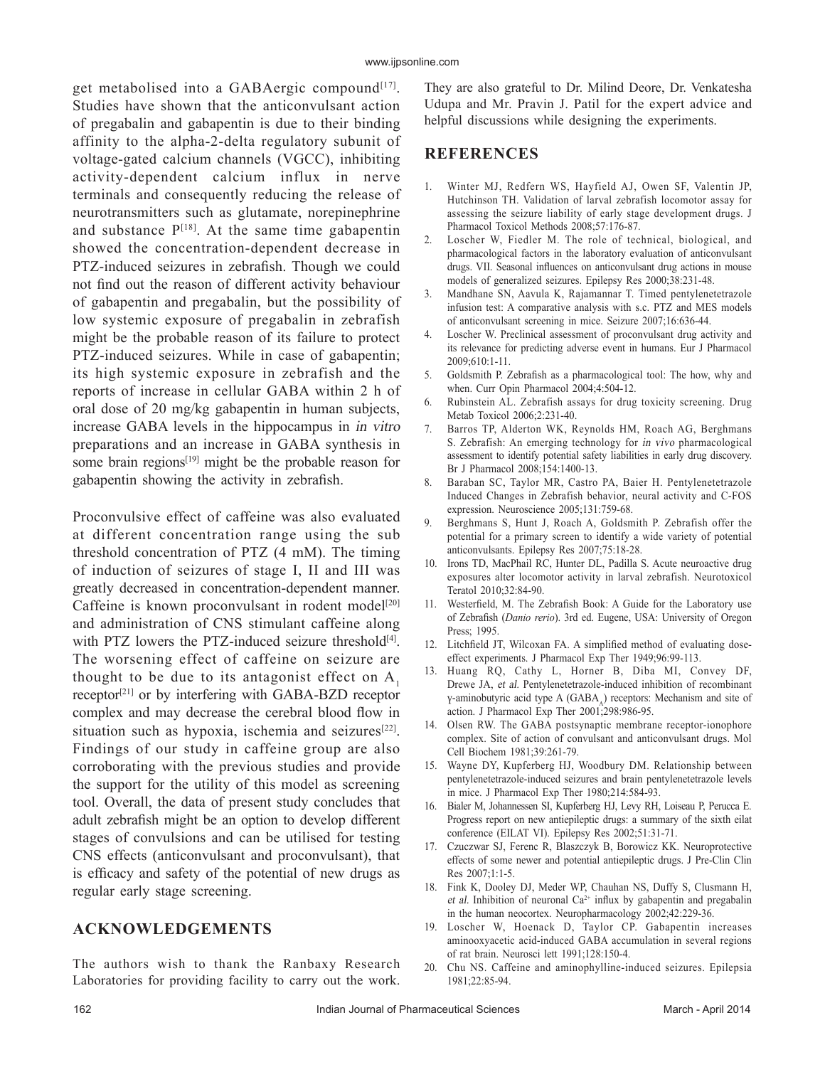get metabolised into a GABAergic compound[17]. Studies have shown that the anticonvulsant action of pregabalin and gabapentin is due to their binding affinity to the alpha-2-delta regulatory subunit of voltage-gated calcium channels (VGCC), inhibiting activity-dependent calcium influx in nerve terminals and consequently reducing the release of neurotransmitters such as glutamate, norepinephrine and substance P[18]. At the same time gabapentin showed the concentration-dependent decrease in PTZ-induced seizures in zebrafish. Though we could not find out the reason of different activity behaviour of gabapentin and pregabalin, but the possibility of low systemic exposure of pregabalin in zebrafish might be the probable reason of its failure to protect PTZ-induced seizures. While in case of gabapentin; its high systemic exposure in zebrafish and the reports of increase in cellular GABA within 2 h of oral dose of 20 mg/kg gabapentin in human subjects, increase GABA levels in the hippocampus in *in vitro* preparations and an increase in GABA synthesis in some brain regions[19] might be the probable reason for gabapentin showing the activity in zebrafish.

Proconvulsive effect of caffeine was also evaluated at different concentration range using the sub threshold concentration of PTZ (4 mM). The timing of induction of seizures of stage I, II and III was greatly decreased in concentration-dependent manner. Caffeine is known proconvulsant in rodent model[20] and administration of CNS stimulant caffeine along with PTZ lowers the PTZ-induced seizure threshold[4]. The worsening effect of caffeine on seizure are thought to be due to its antagonist effect on $A_1$ receptor[21] or by interfering with GABA-BZD receptor complex and may decrease the cerebral blood flow in situation such as hypoxia, ischemia and seizures[22]. Findings of our study in caffeine group are also corroborating with the previous studies and provide the support for the utility of this model as screening tool. Overall, the data of present study concludes that adult zebrafish might be an option to develop different stages of convulsions and can be utilised for testing CNS effects (anticonvulsant and proconvulsant), that is efficacy and safety of the potential of new drugs as regular early stage screening.

## ACKNOWLEDGEMENTS

The authors wish to thank the Ranbaxy Research Laboratories for providing facility to carry out the work. They are also grateful to Dr. Milind Deore, Dr. Venkatesha Udupa and Mr. Pravin J. Patil for the expert advice and helpful discussions while designing the experiments.

## REFERENCES

1. Winter MJ, Redfern WS, Hayfield AJ, Owen SF, Valentin JP, Hutchinson TH. Validation of larval zebrafish locomotor assay for assessing the seizure liability of early stage development drugs. J Pharmacol Toxicol Methods 2008;57:176-87.
2. Loscher W, Fiedler M. The role of technical, biological, and pharmacological factors in the laboratory evaluation of anticonvulsant drugs. VII. Seasonal influences on anticonvulsant drug actions in mouse models of generalized seizures. Epilepsy Res 2000;38:231-48.
3. Mandhane SN, Aavula K, Rajamannar T. Timed pentylenetetrazole infusion test: A comparative analysis with s.c. PTZ and MES models of anticonvulsant screening in mice. Seizure 2007;16:636-44.
4. Loscher W. Preclinical assessment of proconvulsant drug activity and its relevance for predicting adverse event in humans. Eur J Pharmacol 2009;610:1-11.
5. Goldsmith P. Zebrafish as a pharmacological tool: The how, why and when. Curr Opin Pharmacol 2004;4:504-12.
6. Rubinstein AL. Zebrafish assays for drug toxicity screening. Drug Metab Toxicol 2006;2:231-40.
7. Barros TP, Alderton WK, Reynolds HM, Roach AG, Berghmans S. Zebrafish: An emerging technology for *in vivo* pharmacological assessment to identify potential safety liabilities in early drug discovery. Br J Pharmacol 2008;154:1400-13.
8. Baraban SC, Taylor MR, Castro PA, Baier H. Pentylenetetrazole Induced Changes in Zebrafish behavior, neural activity and C-FOS expression. Neuroscience 2005;131:759-68.
9. Berghmans S, Hunt J, Roach A, Goldsmith P. Zebrafish offer the potential for a primary screen to identify a wide variety of potential anticonvulsants. Epilepsy Res 2007;75:18-28.
10. Irons TD, MacPhail RC, Hunter DL, Padilla S. Acute neuroactive drug exposures alter locomotor activity in larval zebrafish. Neurotoxicol Teratol 2010;32:84-90.
11. Westerfield, M. The Zebrafish Book: A Guide for the Laboratory use of Zebrafish (*Danio rerio*). 3rd ed. Eugene, USA: University of Oregon Press; 1995.
12. Litchfield JT, Wilcoxan FA. A simplified method of evaluating dose-effect experiments. J Pharmacol Exp Ther 1949;96:99-113.
13. Huang RQ, Cathy L, Horner B, Diba MI, Convey DF, Drewe JA, *et al.* Pentylenetetrazole-induced inhibition of recombinant γ-aminobutyric acid type A ($GABA_A$) receptors: Mechanism and site of action. J Pharmacol Exp Ther 2001;298:986-95.
14. Olsen RW. The GABA postsynaptic membrane receptor-ionophore complex. Site of action of convulsant and anticonvulsant drugs. Mol Cell Biochem 1981;39:261-79.
15. Wayne DY, Kupferberg HJ, Woodbury DM. Relationship between pentylenetetrazole-induced seizures and brain pentylenetetrazole levels in mice. J Pharmacol Exp Ther 1980;214:584-93.
16. Bialer M, Johannessen SI, Kupferberg HJ, Levy RH, Loiseau P, Perucca E. Progress report on new antiepileptic drugs: a summary of the sixth eilat conference (EILAT VI). Epilepsy Res 2002;51:31-71.
17. Czuczwar SJ, Ferenc R, Blaszczyk B, Borowicz KK. Neuroprotective effects of some newer and potential antiepileptic drugs. J Pre-Clin Clin Res 2007;1:1-5.
18. Fink K, Dooley DJ, Meder WP, Chauhan NS, Duffy S, Clusmann H, *et al.* Inhibition of neuronal $Ca^{2+}$ influx by gabapentin and pregabalin in the human neocortex. Neuropharmacology 2002;42:229-36.
19. Loscher W, Hoenack D, Taylor CP. Gabapentin increases aminooxyacetic acid-induced GABA accumulation in several regions of rat brain. Neurosci lett 1991;128:150-4.
20. Chu NS. Caffeine and aminophylline-induced seizures. Epilepsia 1981;22:85-94.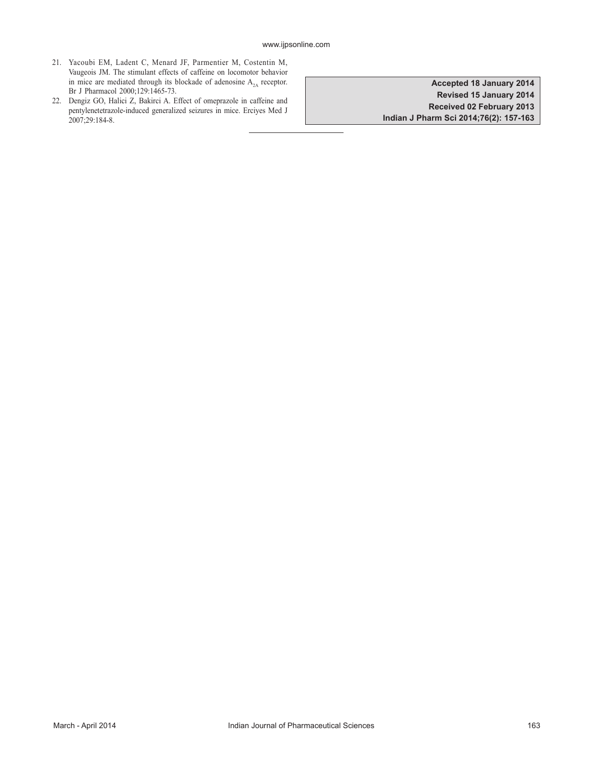21. Yacoubi EM, Ladent C, Menard JF, Parmentier M, Costentin M, Vaugeois JM. The stimulant effects of caffeine on locomotor behavior in mice are mediated through its blockade of adenosine $A_{2A}$ receptor. Br J Pharmacol 2000;129:1465-73.
22. Dengiz GO, Halici Z, Bakirci A. Effect of omeprazole in caffeine and pentylenetetrazole-induced generalized seizures in mice. Erciyes Med J 2007;29:184-8.

**Accepted 18 January 2014**
**Revised 15 January 2014**
**Received 02 February 2013**
**Indian J Pharm Sci 2014;76(2): 157-163**